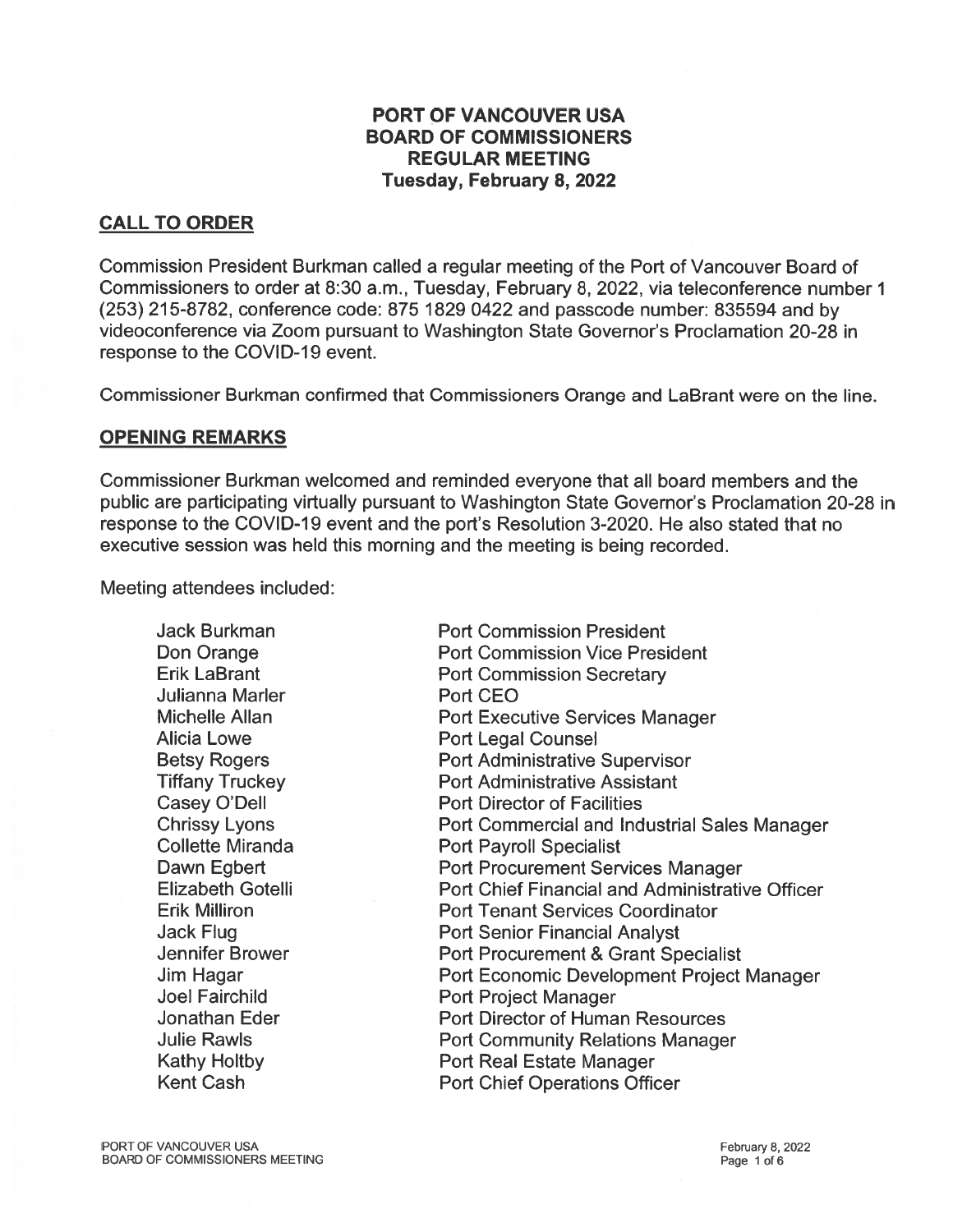# PORT OF VANCOUVER USA
# BOARD OF COMMISSIONERS
# REGULAR MEETING
# Tuesday, February 8, 2022

## CALL TO ORDER

Commission President Burkman called a regular meeting of the Port of Vancouver Board of Commissioners to order at 8:30 a.m., Tuesday, February 8, 2022, via teleconference number 1 (253) 215-8782, conference code: 875 1829 0422 and passcode number: 835594 and by videoconference via Zoom pursuant to Washington State Governor's Proclamation 20-28 in response to the COVID-19 event.

Commissioner Burkman confirmed that Commissioners Orange and LaBrant were on the line.

## OPENING REMARKS

Commissioner Burkman welcomed and reminded everyone that all board members and the public are participating virtually pursuant to Washington State Governor's Proclamation 20-28 in response to the COVID-19 event and the port's Resolution 3-2020. He also stated that no executive session was held this morning and the meeting is being recorded.

Meeting attendees included:

| | |
|---|---|
| Jack Burkman | Port Commission President |
| Don Orange | Port Commission Vice President |
| Erik LaBrant | Port Commission Secretary |
| Julianna Marler | Port CEO |
| Michelle Allan | Port Executive Services Manager |
| Alicia Lowe | Port Legal Counsel |
| Betsy Rogers | Port Administrative Supervisor |
| Tiffany Truckey | Port Administrative Assistant |
| Casey O'Dell | Port Director of Facilities |
| Chrissy Lyons | Port Commercial and Industrial Sales Manager |
| Collette Miranda | Port Payroll Specialist |
| Dawn Egbert | Port Procurement Services Manager |
| Elizabeth Gotelli | Port Chief Financial and Administrative Officer |
| Erik Milliron | Port Tenant Services Coordinator |
| Jack Flug | Port Senior Financial Analyst |
| Jennifer Brower | Port Procurement & Grant Specialist |
| Jim Hagar | Port Economic Development Project Manager |
| Joel Fairchild | Port Project Manager |
| Jonathan Eder | Port Director of Human Resources |
| Julie Rawls | Port Community Relations Manager |
| Kathy Holtby | Port Real Estate Manager |
| Kent Cash | Port Chief Operations Officer |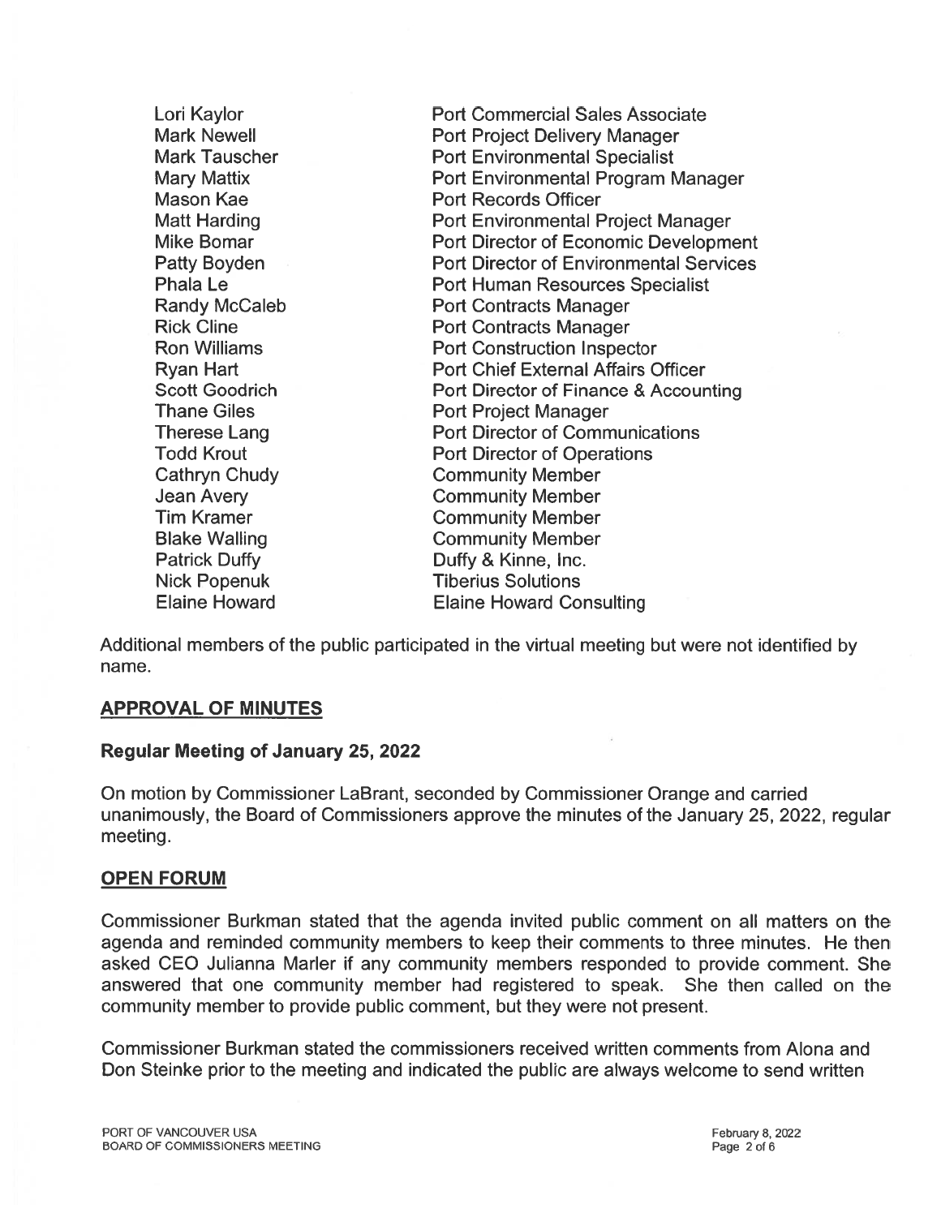| | |
|---|---|
| Lori Kaylor | Port Commercial Sales Associate |
| Mark Newell | Port Project Delivery Manager |
| Mark Tauscher | Port Environmental Specialist |
| Mary Mattix | Port Environmental Program Manager |
| Mason Kae | Port Records Officer |
| Matt Harding | Port Environmental Project Manager |
| Mike Bomar | Port Director of Economic Development |
| Patty Boyden | Port Director of Environmental Services |
| Phala Le | Port Human Resources Specialist |
| Randy McCaleb | Port Contracts Manager |
| Rick Cline | Port Contracts Manager |
| Ron Williams | Port Construction Inspector |
| Ryan Hart | Port Chief External Affairs Officer |
| Scott Goodrich | Port Director of Finance & Accounting |
| Thane Giles | Port Project Manager |
| Therese Lang | Port Director of Communications |
| Todd Krout | Port Director of Operations |
| Cathryn Chudy | Community Member |
| Jean Avery | Community Member |
| Tim Kramer | Community Member |
| Blake Walling | Community Member |
| Patrick Duffy | Duffy & Kinne, Inc. |
| Nick Popenuk | Tiberius Solutions |
| Elaine Howard | Elaine Howard Consulting |

Additional members of the public participated in the virtual meeting but were not identified by name.

## APPROVAL OF MINUTES

### Regular Meeting of January 25, 2022

On motion by Commissioner LaBrant, seconded by Commissioner Orange and carried unanimously, the Board of Commissioners approve the minutes of the January 25, 2022, regular meeting.

## OPEN FORUM

Commissioner Burkman stated that the agenda invited public comment on all matters on the agenda and reminded community members to keep their comments to three minutes. He then asked CEO Julianna Marler if any community members responded to provide comment. She answered that one community member had registered to speak. She then called on the community member to provide public comment, but they were not present.

Commissioner Burkman stated the commissioners received written comments from Alona and Don Steinke prior to the meeting and indicated the public are always welcome to send written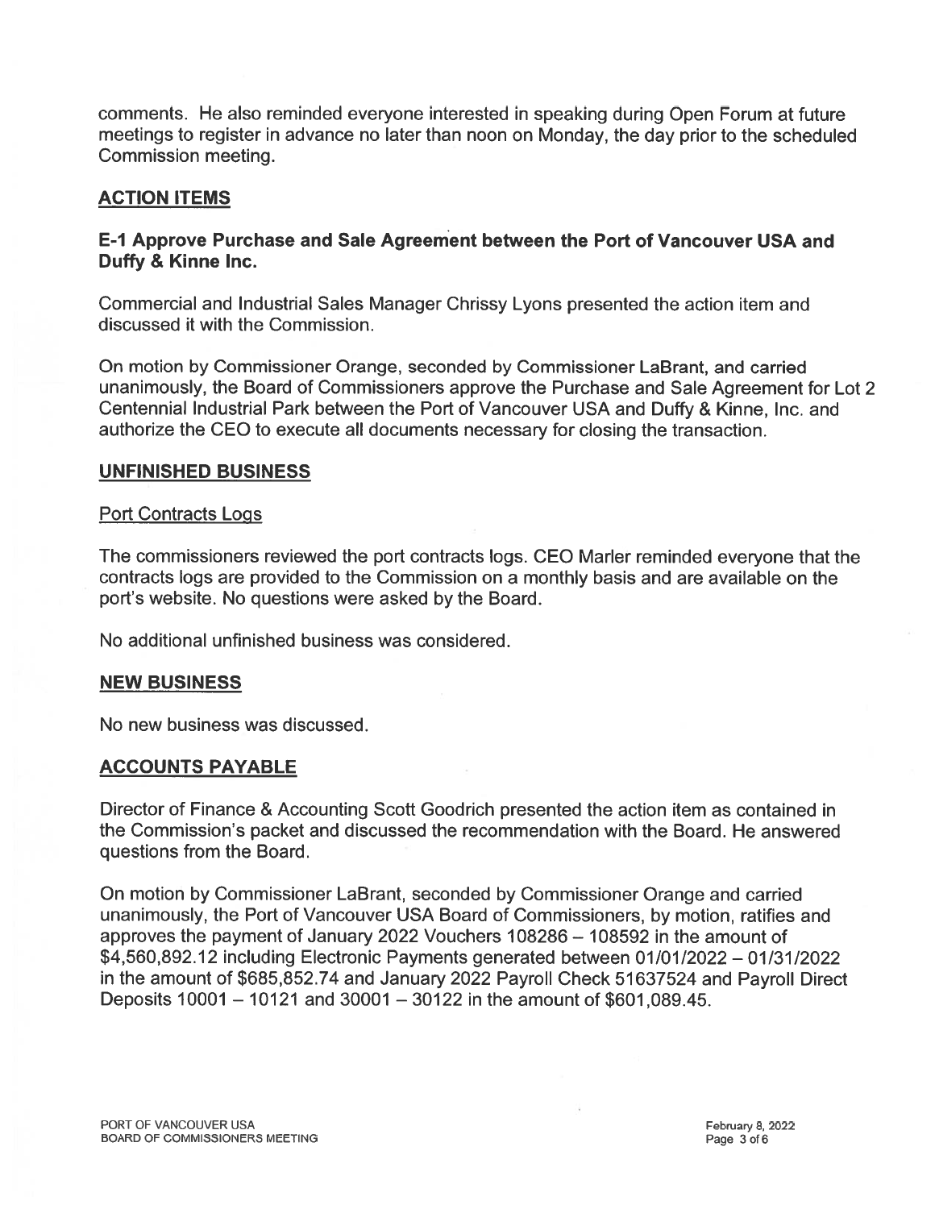comments. He also reminded everyone interested in speaking during Open Forum at future meetings to register in advance no later than noon on Monday, the day prior to the scheduled Commission meeting.

## ACTION ITEMS

### E-1 Approve Purchase and Sale Agreement between the Port of Vancouver USA and Duffy & Kinne Inc.

Commercial and Industrial Sales Manager Chrissy Lyons presented the action item and discussed it with the Commission.

On motion by Commissioner Orange, seconded by Commissioner LaBrant, and carried unanimously, the Board of Commissioners approve the Purchase and Sale Agreement for Lot 2 Centennial Industrial Park between the Port of Vancouver USA and Duffy & Kinne, Inc. and authorize the CEO to execute all documents necessary for closing the transaction.

## UNFINISHED BUSINESS

Port Contracts Logs

The commissioners reviewed the port contracts logs. CEO Marler reminded everyone that the contracts logs are provided to the Commission on a monthly basis and are available on the port's website. No questions were asked by the Board.

No additional unfinished business was considered.

## NEW BUSINESS

No new business was discussed.

## ACCOUNTS PAYABLE

Director of Finance & Accounting Scott Goodrich presented the action item as contained in the Commission's packet and discussed the recommendation with the Board. He answered questions from the Board.

On motion by Commissioner LaBrant, seconded by Commissioner Orange and carried unanimously, the Port of Vancouver USA Board of Commissioners, by motion, ratifies and approves the payment of January 2022 Vouchers 108286 – 108592 in the amount of $4,560,892.12 including Electronic Payments generated between 01/01/2022 – 01/31/2022 in the amount of $685,852.74 and January 2022 Payroll Check 51637524 and Payroll Direct Deposits 10001 – 10121 and 30001 – 30122 in the amount of $601,089.45.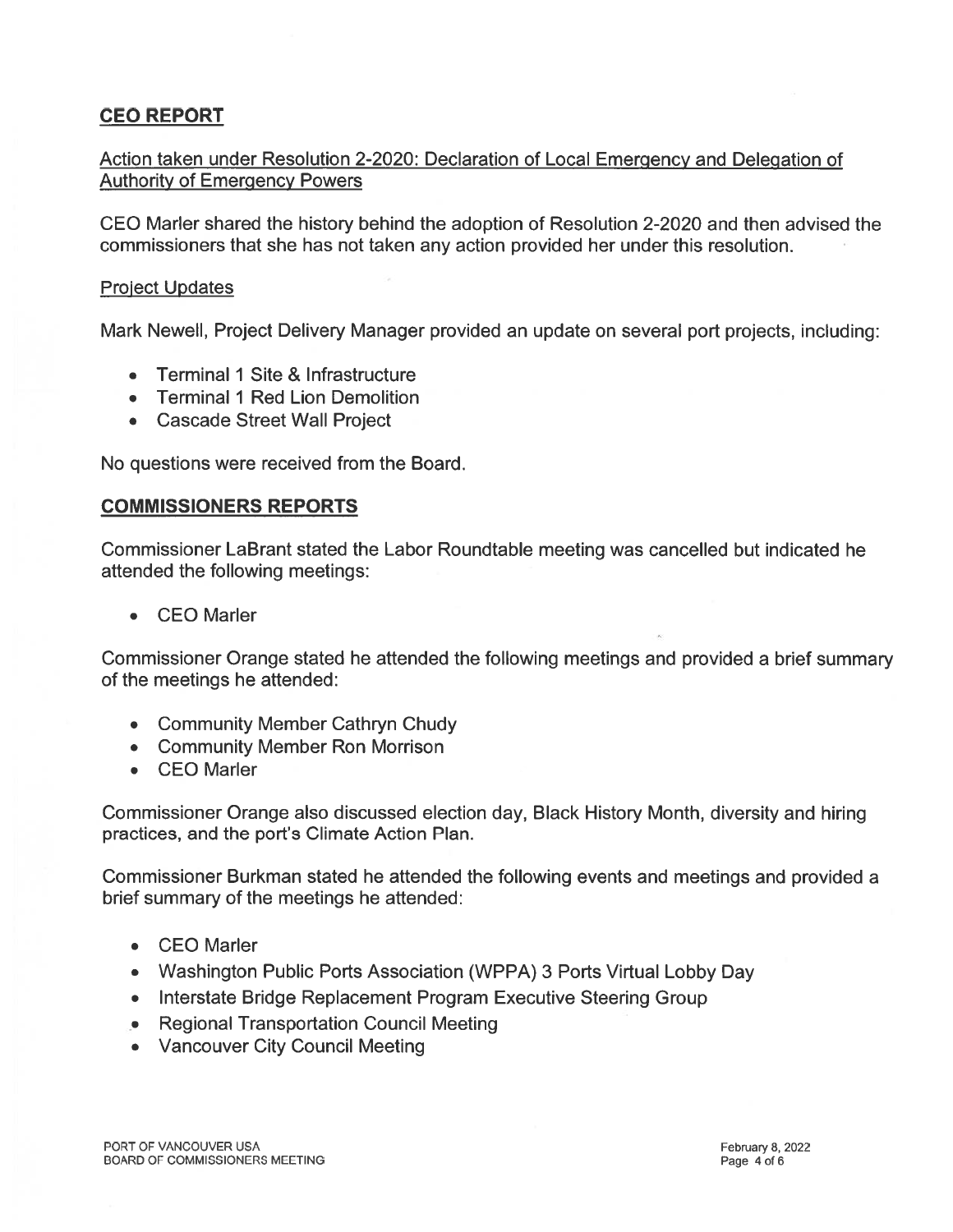## CEO REPORT

Action taken under Resolution 2-2020: Declaration of Local Emergency and Delegation of Authority of Emergency Powers

CEO Marler shared the history behind the adoption of Resolution 2-2020 and then advised the commissioners that she has not taken any action provided her under this resolution.

Project Updates

Mark Newell, Project Delivery Manager provided an update on several port projects, including:

- Terminal 1 Site & Infrastructure
- Terminal 1 Red Lion Demolition
- Cascade Street Wall Project

No questions were received from the Board.

## COMMISSIONERS REPORTS

Commissioner LaBrant stated the Labor Roundtable meeting was cancelled but indicated he attended the following meetings:

- CEO Marler

Commissioner Orange stated he attended the following meetings and provided a brief summary of the meetings he attended:

- Community Member Cathryn Chudy
- Community Member Ron Morrison
- CEO Marler

Commissioner Orange also discussed election day, Black History Month, diversity and hiring practices, and the port's Climate Action Plan.

Commissioner Burkman stated he attended the following events and meetings and provided a brief summary of the meetings he attended:

- CEO Marler
- Washington Public Ports Association (WPPA) 3 Ports Virtual Lobby Day
- Interstate Bridge Replacement Program Executive Steering Group
- Regional Transportation Council Meeting
- Vancouver City Council Meeting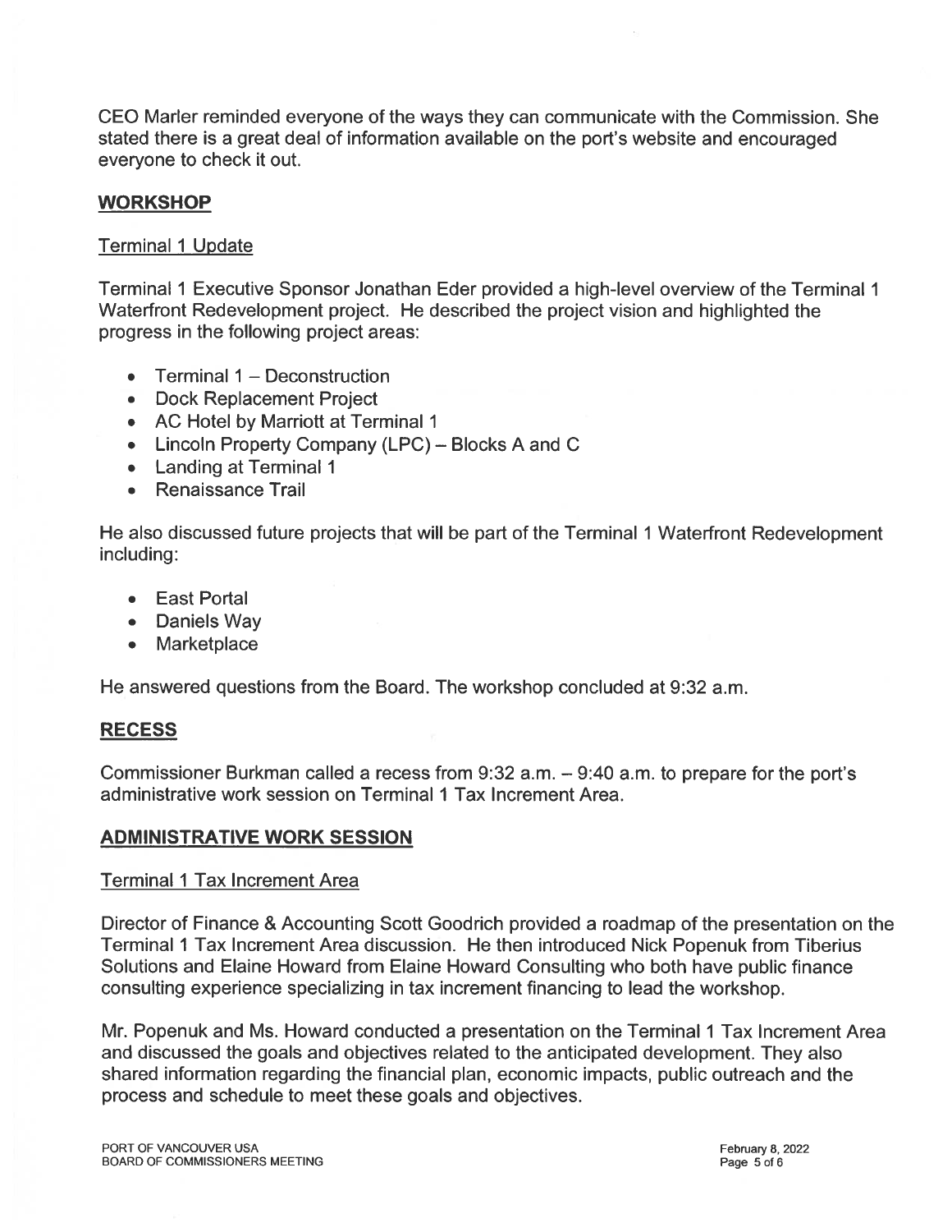CEO Marler reminded everyone of the ways they can communicate with the Commission. She stated there is a great deal of information available on the port's website and encouraged everyone to check it out.

## WORKSHOP

### Terminal 1 Update

Terminal 1 Executive Sponsor Jonathan Eder provided a high-level overview of the Terminal 1 Waterfront Redevelopment project. He described the project vision and highlighted the progress in the following project areas:

- Terminal 1 – Deconstruction
- Dock Replacement Project
- AC Hotel by Marriott at Terminal 1
- Lincoln Property Company (LPC) – Blocks A and C
- Landing at Terminal 1
- Renaissance Trail

He also discussed future projects that will be part of the Terminal 1 Waterfront Redevelopment including:

- East Portal
- Daniels Way
- Marketplace

He answered questions from the Board. The workshop concluded at 9:32 a.m.

## RECESS

Commissioner Burkman called a recess from 9:32 a.m. – 9:40 a.m. to prepare for the port's administrative work session on Terminal 1 Tax Increment Area.

## ADMINISTRATIVE WORK SESSION

### Terminal 1 Tax Increment Area

Director of Finance & Accounting Scott Goodrich provided a roadmap of the presentation on the Terminal 1 Tax Increment Area discussion. He then introduced Nick Popenuk from Tiberius Solutions and Elaine Howard from Elaine Howard Consulting who both have public finance consulting experience specializing in tax increment financing to lead the workshop.

Mr. Popenuk and Ms. Howard conducted a presentation on the Terminal 1 Tax Increment Area and discussed the goals and objectives related to the anticipated development. They also shared information regarding the financial plan, economic impacts, public outreach and the process and schedule to meet these goals and objectives.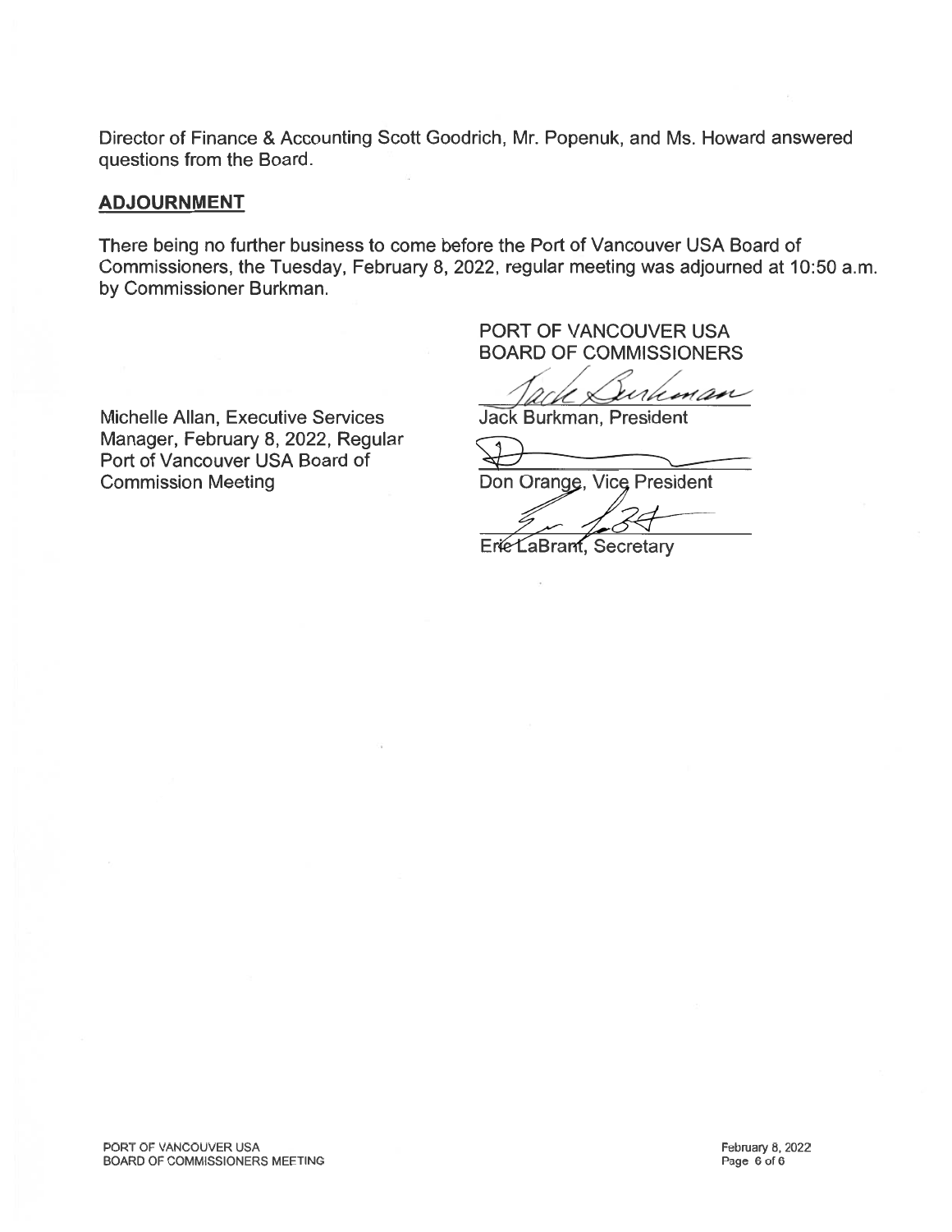Director of Finance & Accounting Scott Goodrich, Mr. Popenuk, and Ms. Howard answered questions from the Board.

## ADJOURNMENT

There being no further business to come before the Port of Vancouver USA Board of Commissioners, the Tuesday, February 8, 2022, regular meeting was adjourned at 10:50 a.m. by Commissioner Burkman.

PORT OF VANCOUVER USA
BOARD OF COMMISSIONERS

Jack Burkman, President

Don Orange, Vice President

Eric LaBrant, Secretary

Michelle Allan, Executive Services Manager, February 8, 2022, Regular Port of Vancouver USA Board of Commission Meeting